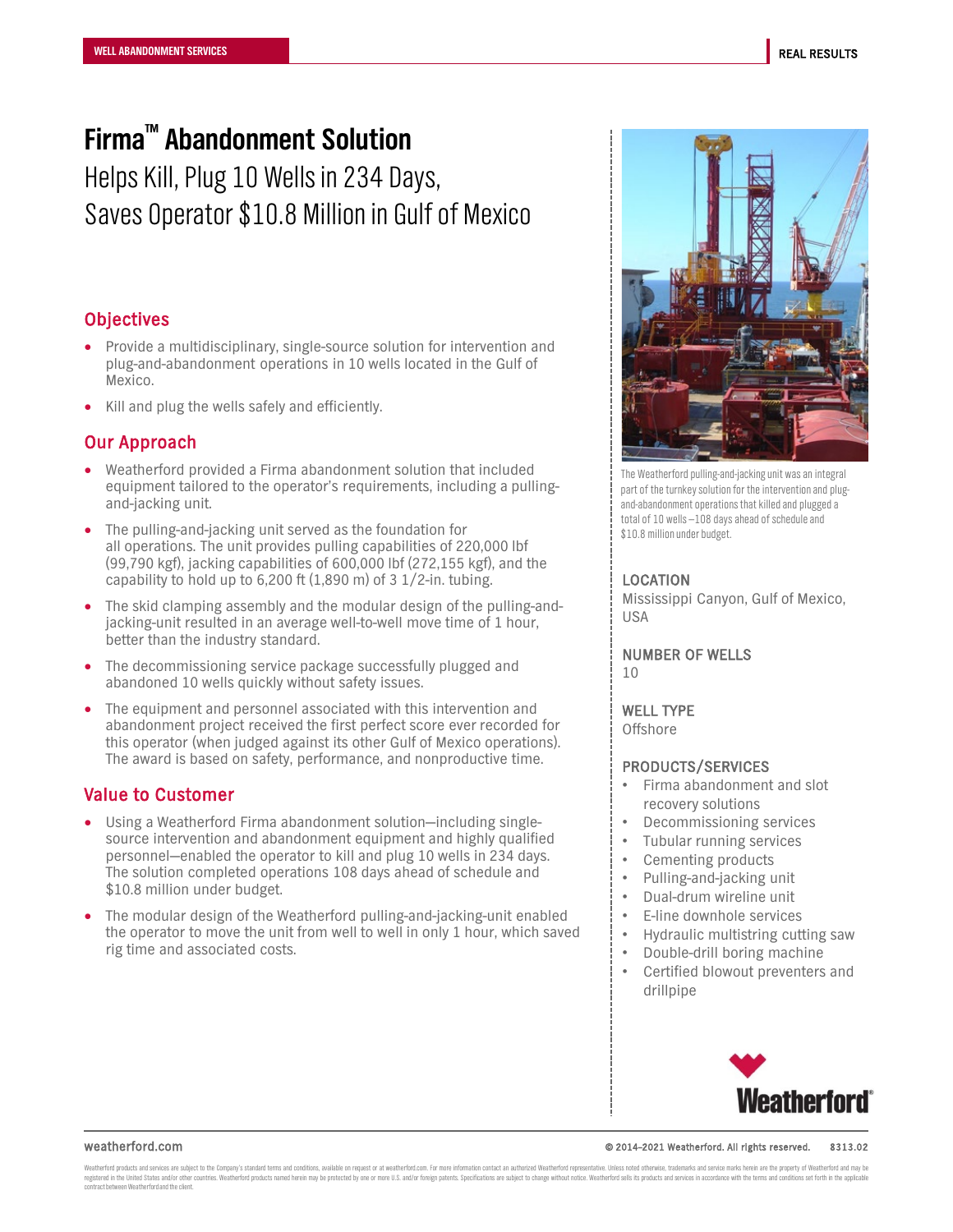WELL ABANDONMENT SERVICES

REAL RESULTS

# Firma™ Abandonment Solution

## Helps Kill, Plug 10 Wells in 234 Days, Saves Operator $10.8 Million in Gulf of Mexico

### Objectives

- Provide a multidisciplinary, single-source solution for intervention and plug-and-abandonment operations in 10 wells located in the Gulf of Mexico.
- Kill and plug the wells safely and efficiently.

### Our Approach

- Weatherford provided a Firma abandonment solution that included equipment tailored to the operator's requirements, including a pulling-and-jacking unit.
- The pulling-and-jacking unit served as the foundation for all operations. The unit provides pulling capabilities of 220,000 lbf (99,790 kgf), jacking capabilities of 600,000 lbf (272,155 kgf), and the capability to hold up to 6,200 ft (1,890 m) of 3 1/2-in. tubing.
- The skid clamping assembly and the modular design of the pulling-and-jacking-unit resulted in an average well-to-well move time of 1 hour, better than the industry standard.
- The decommissioning service package successfully plugged and abandoned 10 wells quickly without safety issues.
- The equipment and personnel associated with this intervention and abandonment project received the first perfect score ever recorded for this operator (when judged against its other Gulf of Mexico operations). The award is based on safety, performance, and nonproductive time.

### Value to Customer

- Using a Weatherford Firma abandonment solution—including single-source intervention and abandonment equipment and highly qualified personnel—enabled the operator to kill and plug 10 wells in 234 days. The solution completed operations 108 days ahead of schedule and $10.8 million under budget.
- The modular design of the Weatherford pulling-and-jacking-unit enabled the operator to move the unit from well to well in only 1 hour, which saved rig time and associated costs.

The Weatherford pulling-and-jacking unit was an integral part of the turnkey solution for the intervention and plug-and-abandonment operations that killed and plugged a total of 10 wells—108 days ahead of schedule and $10.8 million under budget.

#### LOCATION
Mississippi Canyon, Gulf of Mexico, USA

#### NUMBER OF WELLS
10

#### WELL TYPE
Offshore

#### PRODUCTS/SERVICES
- Firma abandonment and slot recovery solutions
- Decommissioning services
- Tubular running services
- Cementing products
- Pulling-and-jacking unit
- Dual-drum wireline unit
- E-line downhole services
- Hydraulic multistring cutting saw
- Double-drill boring machine
- Certified blowout preventers and drillpipe

weatherford.com

© 2014–2021 Weatherford. All rights reserved. 8313.02

Weatherford products and services are subject to the Company's standard terms and conditions, available on request or at weatherford.com. For more information contact an authorized Weatherford representative. Unless noted otherwise, trademarks and service marks herein are the property of Weatherford and may be registered in the United States and/or other countries. Weatherford products named herein may be protected by one or more U.S. and/or foreign patents. Specifications are subject to change without notice. Weatherford sells its products and services in accordance with the terms and conditions set forth in the applicable contract between Weatherford and the client.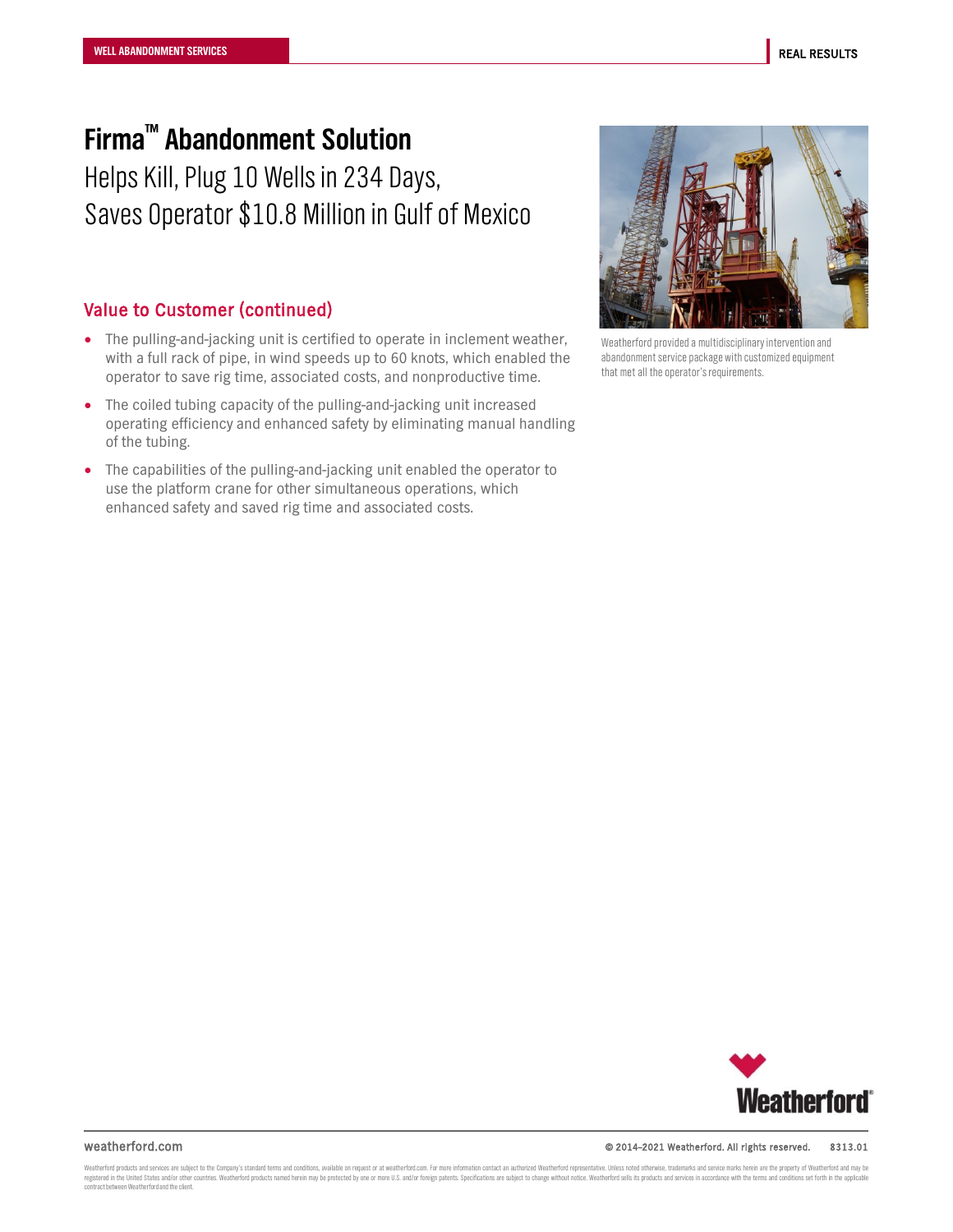# Firma™ Abandonment Solution

## Helps Kill, Plug 10 Wells in 234 Days, Saves Operator $10.8 Million in Gulf of Mexico

### Value to Customer (continued)

- The pulling-and-jacking unit is certified to operate in inclement weather, with a full rack of pipe, in wind speeds up to 60 knots, which enabled the operator to save rig time, associated costs, and nonproductive time.
- The coiled tubing capacity of the pulling-and-jacking unit increased operating efficiency and enhanced safety by eliminating manual handling of the tubing.
- The capabilities of the pulling-and-jacking unit enabled the operator to use the platform crane for other simultaneous operations, which enhanced safety and saved rig time and associated costs.

Weatherford provided a multidisciplinary intervention and abandonment service package with customized equipment that met all the operator's requirements.

weatherford.com

© 2014–2021 Weatherford. All rights reserved. 8313.01

Weatherford products and services are subject to the Company's standard terms and conditions, available on request or at weatherford.com. For more information contact an authorized Weatherford representative. Unless noted otherwise, trademarks and service marks herein are the property of Weatherford and may be registered in the United States and/or other countries. Weatherford products named herein may be protected by one or more U.S. and/or foreign patents. Specifications are subject to change without notice. Weatherford sells its products and services in accordance with the terms and conditions set forth in the applicable contract between Weatherford and the client.